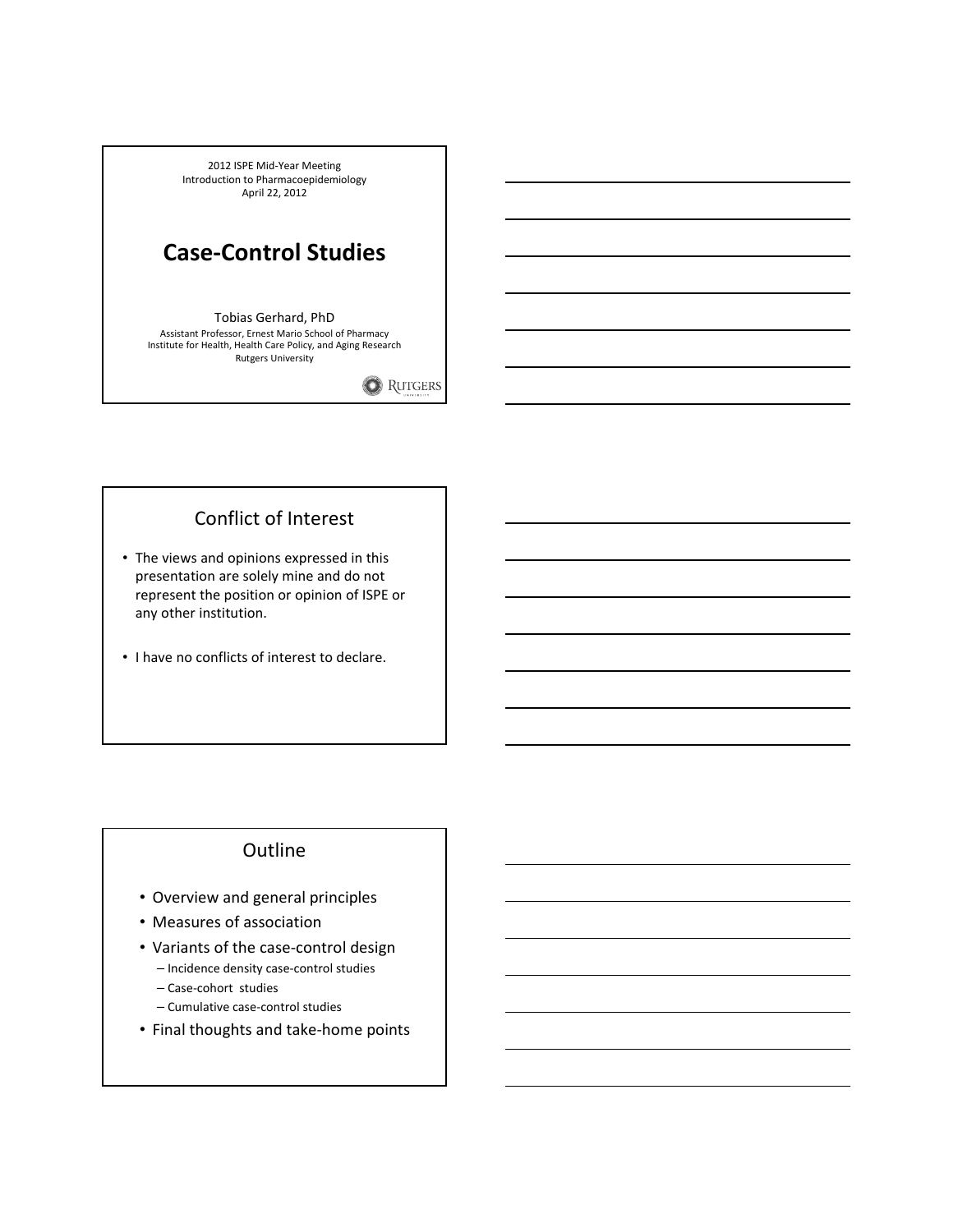2012 ISPE Mid-Year Meeting
Introduction to Pharmacoepidemiology
April 22, 2012

# Case-Control Studies

Tobias Gerhard, PhD

Assistant Professor, Ernest Mario School of Pharmacy
Institute for Health, Health Care Policy, and Aging Research
Rutgers University

RUTGERS

## Conflict of Interest

- The views and opinions expressed in this presentation are solely mine and do not represent the position or opinion of ISPE or any other institution.
- I have no conflicts of interest to declare.

## Outline

- Overview and general principles
- Measures of association
- Variants of the case-control design
  - Incidence density case-control studies
  - Case-cohort studies
  - Cumulative case-control studies
- Final thoughts and take-home points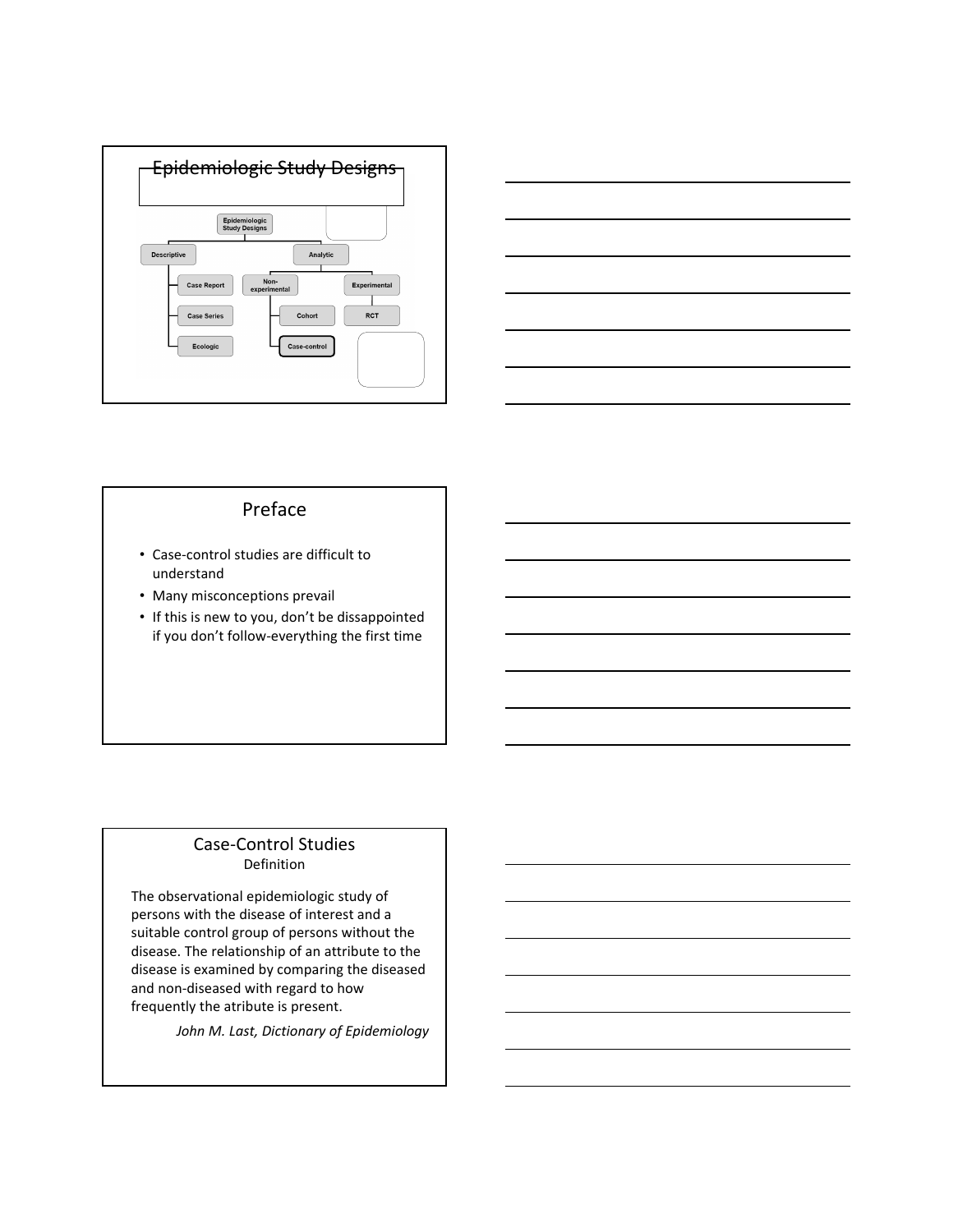## Epidemiologic Study Designs

- Epidemiologic Study Designs
  - Descriptive
    - Case Report
    - Case Series
    - Ecologic
  - Analytic
    - Non-experimental
      - Cohort
      - Case-control
    - Experimental
      - RCT

## Preface

- Case-control studies are difficult to understand
- Many misconceptions prevail
- If this is new to you, don't be dissappointed if you don't follow-everything the first time

## Case-Control Studies

Definition

The observational epidemiologic study of persons with the disease of interest and a suitable control group of persons without the disease. The relationship of an attribute to the disease is examined by comparing the diseased and non-diseased with regard to how frequently the atribute is present.

*John M. Last, Dictionary of Epidemiology*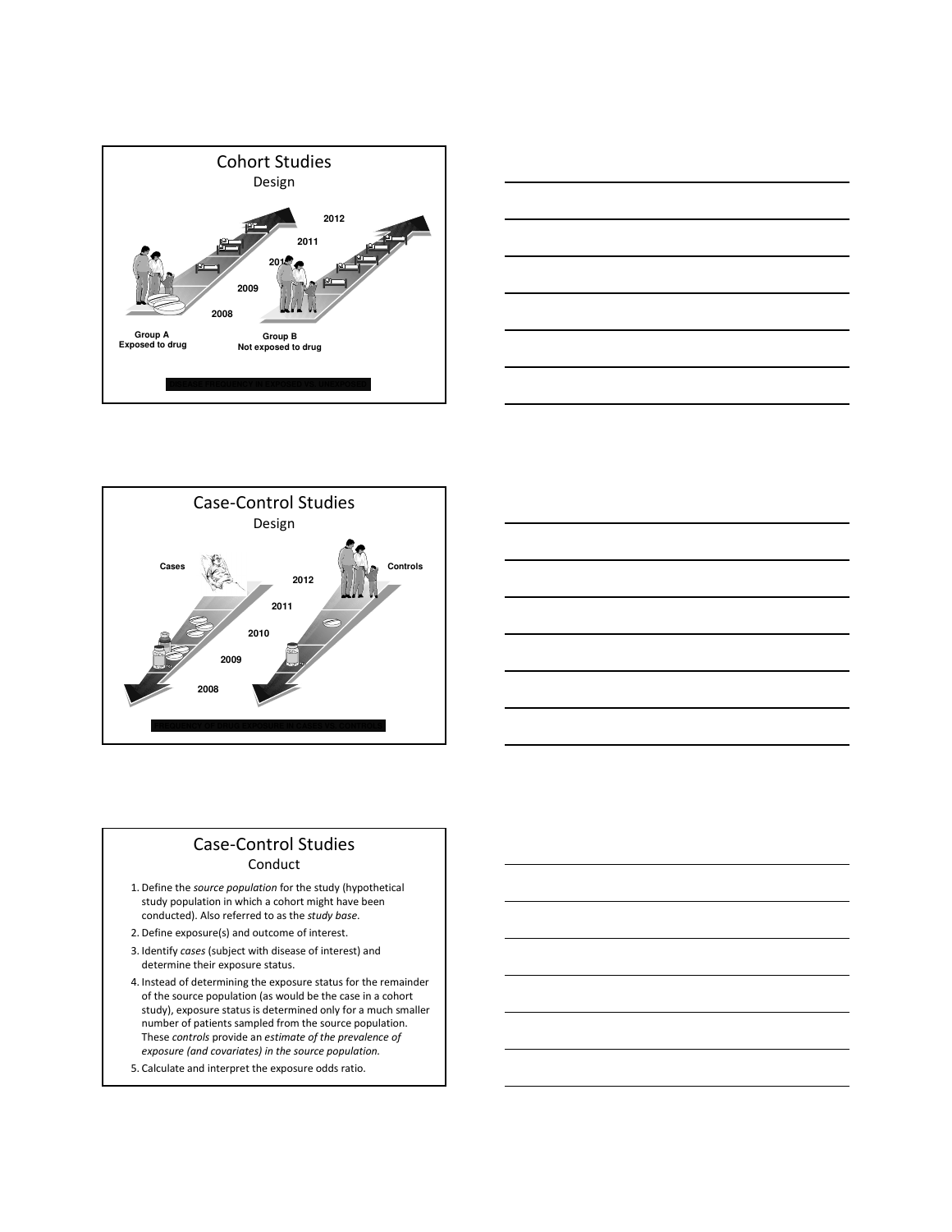## Cohort Studies

### Design

2012

2011

2010

2009

2008

**Group A**
**Exposed to drug**

**Group B**
**Not exposed to drug**

DISEASE FREQUENCY IN EXPOSED VS. UNEXPOSED

## Case-Control Studies

### Design

**Cases**

**Controls**

2012

2011

2010

2009

2008

FREQUENCY OF DRUG EXPOSURE IN CASES VS. CONTROLS

## Case-Control Studies

### Conduct

1. Define the *source population* for the study (hypothetical study population in which a cohort might have been conducted). Also referred to as the *study base*.
2. Define exposure(s) and outcome of interest.
3. Identify *cases* (subject with disease of interest) and determine their exposure status.
4. Instead of determining the exposure status for the remainder of the source population (as would be the case in a cohort study), exposure status is determined only for a much smaller number of patients sampled from the source population. These *controls* provide an *estimate of the prevalence of exposure (and covariates) in the source population.*
5. Calculate and interpret the exposure odds ratio.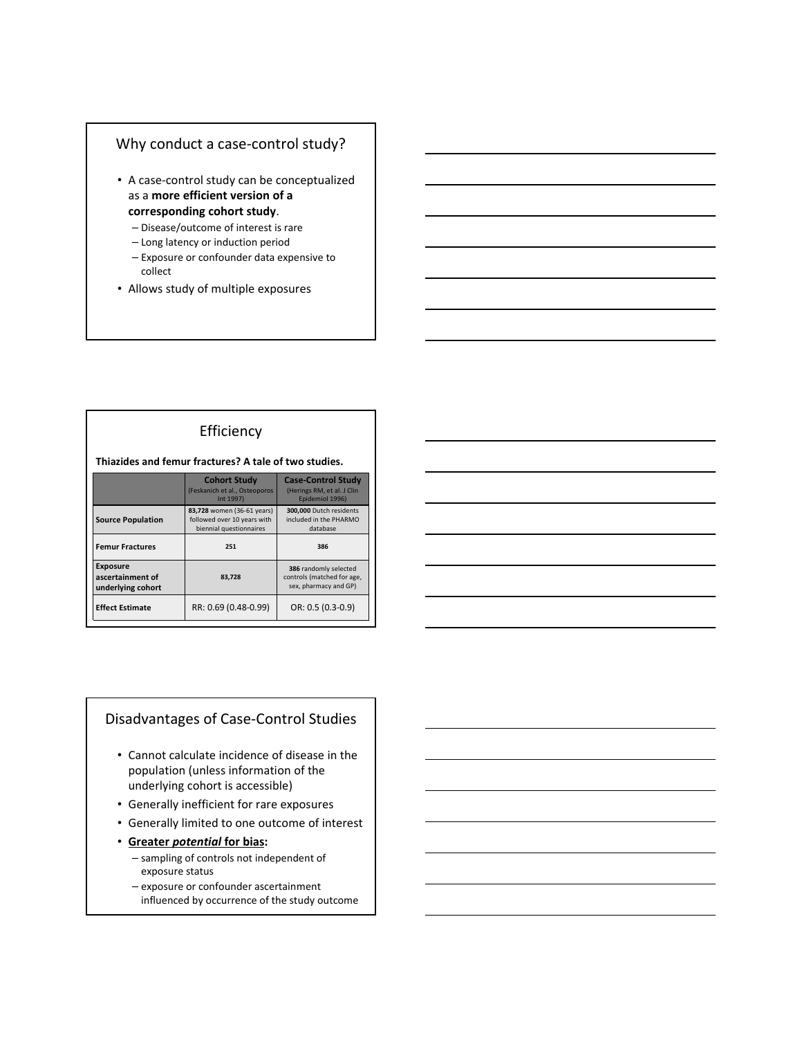## Why conduct a case-control study?

- A case-control study can be conceptualized as a **more efficient version of a corresponding cohort study**.
  - Disease/outcome of interest is rare
  - Long latency or induction period
  - Exposure or confounder data expensive to collect
- Allows study of multiple exposures

## Efficiency

**Thiazides and femur fractures? A tale of two studies.**

| | **Cohort Study** (Feskanich et al., Osteoporos Int 1997) | **Case-Control Study** (Herings RM, et al. J Clin Epidemiol 1996) |
|---|---|---|
| **Source Population** | **83,728** women (36-61 years) followed over 10 years with biennial questionnaires | **300,000** Dutch residents included in the PHARMO database |
| **Femur Fractures** | **251** | **386** |
| **Exposure ascertainment of underlying cohort** | **83,728** | **386** randomly selected controls (matched for age, sex, pharmacy and GP) |
| **Effect Estimate** | RR: 0.69 (0.48-0.99) | OR: 0.5 (0.3-0.9) |

## Disadvantages of Case-Control Studies

- Cannot calculate incidence of disease in the population (unless information of the underlying cohort is accessible)
- Generally inefficient for rare exposures
- Generally limited to one outcome of interest
- **<u>Greater *potential* for bias</u>:**
  - sampling of controls not independent of exposure status
  - exposure or confounder ascertainment influenced by occurrence of the study outcome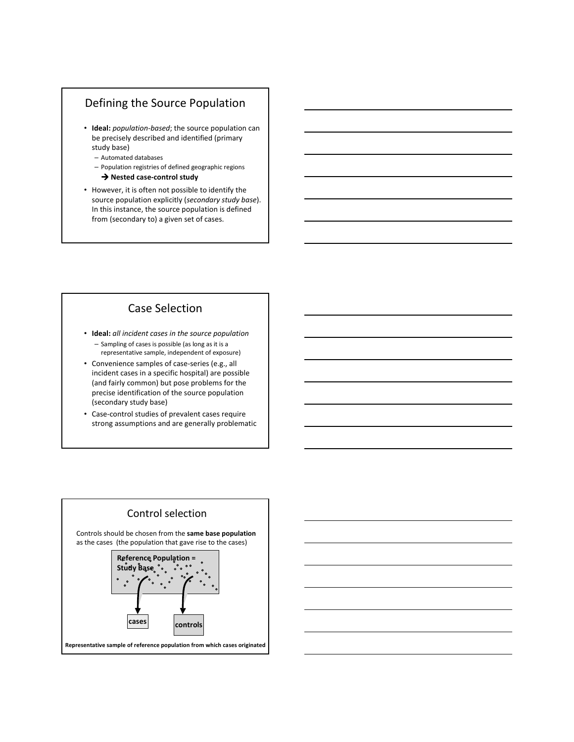## Defining the Source Population

- **Ideal:** *population-based*; the source population can be precisely described and identified (primary study base)
  - Automated databases
  - Population registries of defined geographic regions
    
    → **Nested case-control study**
- However, it is often not possible to identify the source population explicitly (*secondary study base*). In this instance, the source population is defined from (secondary to) a given set of cases.

## Case Selection

- **Ideal:** *all incident cases in the source population*
  - Sampling of cases is possible (as long as it is a representative sample, independent of exposure)
- Convenience samples of case-series (e.g., all incident cases in a specific hospital) are possible (and fairly common) but pose problems for the precise identification of the source population (secondary study base)
- Case-control studies of prevalent cases require strong assumptions and are generally problematic

## Control selection

Controls should be chosen from the **same base population** as the cases (the population that gave rise to the cases)

**Reference Population = Study Base**

**cases** **controls**

**Representative sample of reference population from which cases originated**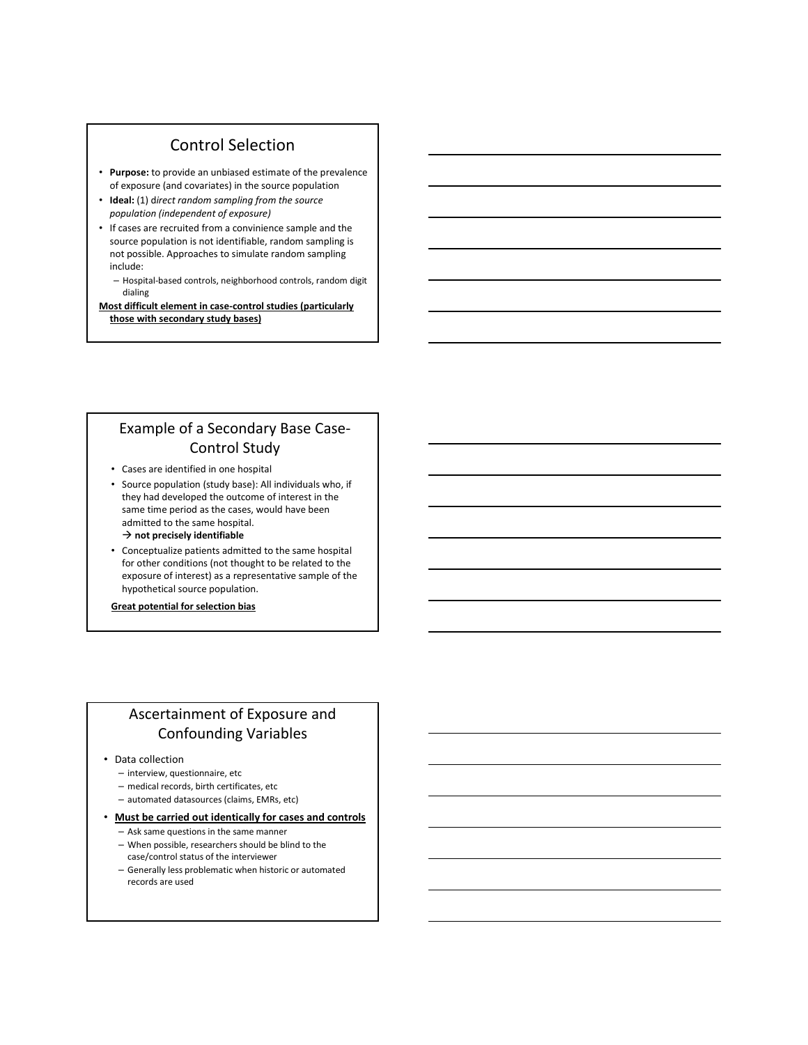## Control Selection

- **Purpose:** to provide an unbiased estimate of the prevalence of exposure (and covariates) in the source population
- **Ideal:** (1) d*irect random sampling from the source population (independent of exposure)*
- If cases are recruited from a convinience sample and the source population is not identifiable, random sampling is not possible. Approaches to simulate random sampling include:
  - Hospital-based controls, neighborhood controls, random digit dialing

**Most difficult element in case-control studies (particularly those with secondary study bases)**

## Example of a Secondary Base Case-Control Study

- Cases are identified in one hospital
- Source population (study base): All individuals who, if they had developed the outcome of interest in the same time period as the cases, would have been admitted to the same hospital.
  → **not precisely identifiable**
- Conceptualize patients admitted to the same hospital for other conditions (not thought to be related to the exposure of interest) as a representative sample of the hypothetical source population.

**Great potential for selection bias**

## Ascertainment of Exposure and Confounding Variables

- Data collection
  - interview, questionnaire, etc
  - medical records, birth certificates, etc
  - automated datasources (claims, EMRs, etc)
- **Must be carried out identically for cases and controls**
  - Ask same questions in the same manner
  - When possible, researchers should be blind to the case/control status of the interviewer
  - Generally less problematic when historic or automated records are used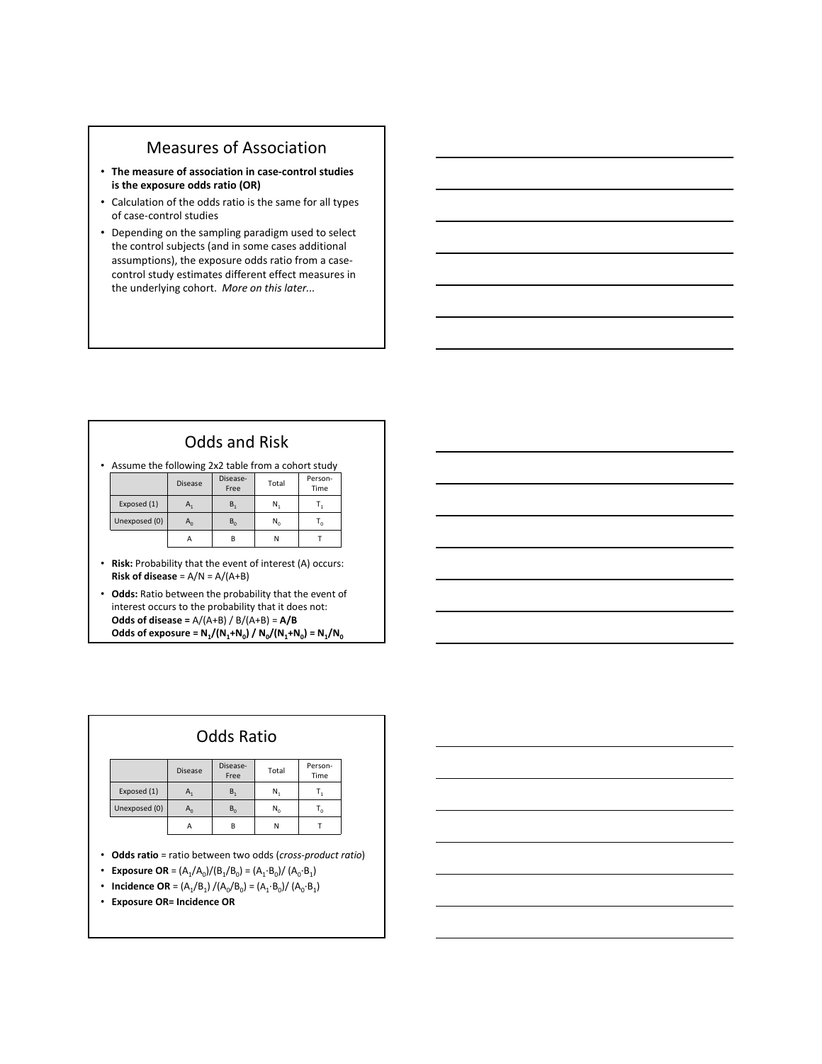## Measures of Association

- **The measure of association in case-control studies is the exposure odds ratio (OR)**
- Calculation of the odds ratio is the same for all types of case-control studies
- Depending on the sampling paradigm used to select the control subjects (and in some cases additional assumptions), the exposure odds ratio from a case-control study estimates different effect measures in the underlying cohort. *More on this later...*

## Odds and Risk

- Assume the following 2x2 table from a cohort study

| | Disease | Disease-Free | Total | Person-Time |
|---|---|---|---|---|
| Exposed (1) | $A_1$ | $B_1$ | $N_1$ | $T_1$ |
| Unexposed (0) | $A_0$ | $B_0$ | $N_0$ | $T_0$ |
| | A | B | N | T |

- **Risk:** Probability that the event of interest (A) occurs: **Risk of disease** = A/N = A/(A+B)
- **Odds:** Ratio between the probability that the event of interest occurs to the probability that it does not: **Odds of disease =** A/(A+B) / B/(A+B) = **A/B** **Odds of exposure =** $N_1/(N_1+N_0)$ **/** $N_0/(N_1+N_0)$ **=** $N_1/N_0$

## Odds Ratio

| | Disease | Disease-Free | Total | Person-Time |
|---|---|---|---|---|
| Exposed (1) | $A_1$ | $B_1$ | $N_1$ | $T_1$ |
| Unexposed (0) | $A_0$ | $B_0$ | $N_0$ | $T_0$ |
| | A | B | N | T |

- **Odds ratio** = ratio between two odds (*cross-product ratio*)
- **Exposure OR** = $(A_1/A_0)/(B_1/B_0) = (A_1 \cdot B_0)/(A_0 \cdot B_1)$
- **Incidence OR** = $(A_1/B_1)/(A_0/B_0) = (A_1 \cdot B_0)/(A_0 \cdot B_1)$
- **Exposure OR= Incidence OR**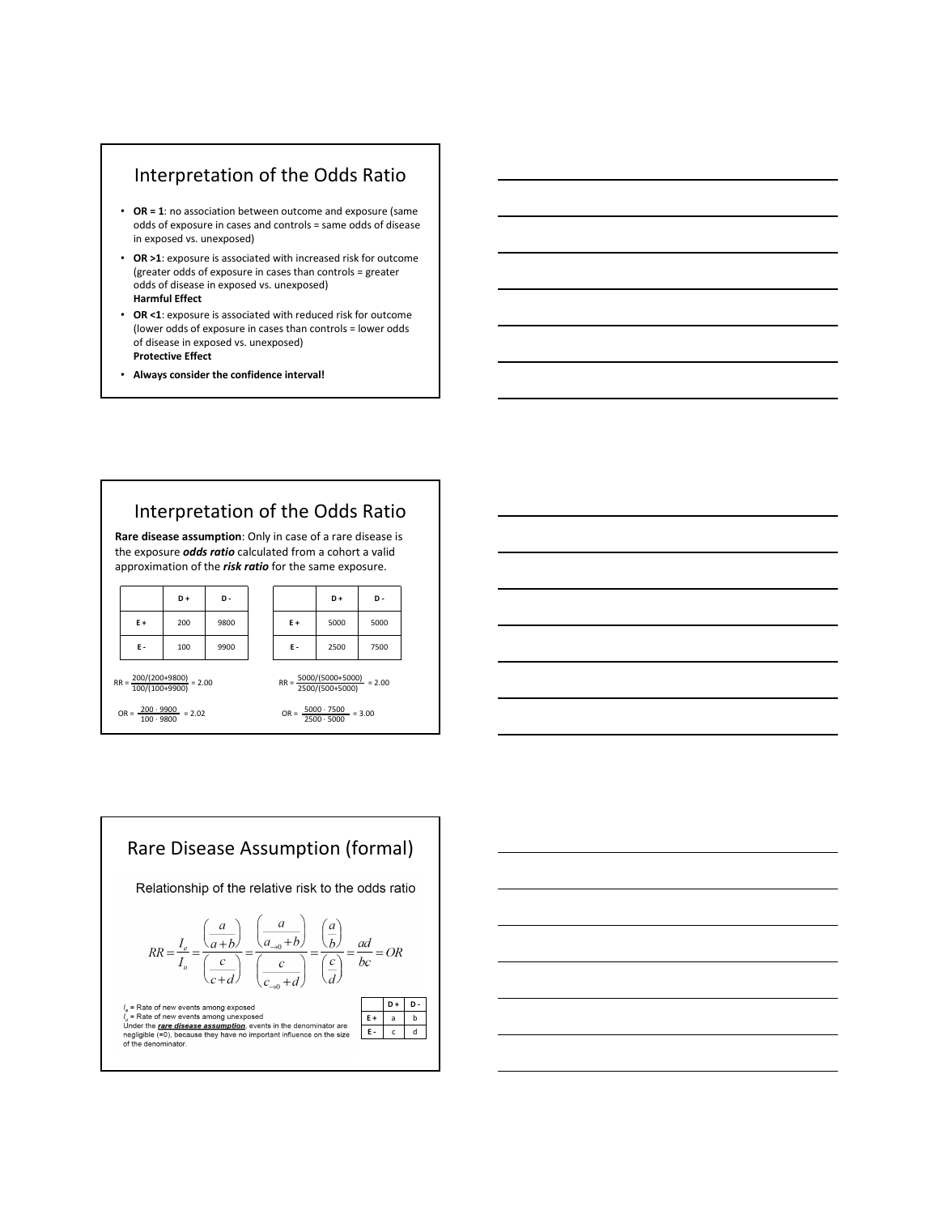## Interpretation of the Odds Ratio

- **OR = 1**: no association between outcome and exposure (same odds of exposure in cases and controls = same odds of disease in exposed vs. unexposed)
- **OR >1**: exposure is associated with increased risk for outcome (greater odds of exposure in cases than controls = greater odds of disease in exposed vs. unexposed)
  **Harmful Effect**
- **OR <1**: exposure is associated with reduced risk for outcome (lower odds of exposure in cases than controls = lower odds of disease in exposed vs. unexposed)
  **Protective Effect**
- **Always consider the confidence interval!**

## Interpretation of the Odds Ratio

**Rare disease assumption**: Only in case of a rare disease is the exposure ***odds ratio*** calculated from a cohort a valid approximation of the ***risk ratio*** for the same exposure.

| | D + | D - |
|---|---|---|
| E + | 200 | 9800 |
| E - | 100 | 9900 |

$$RR = \frac{200/(200+9800)}{100/(100+9900)} = 2.00$$

$$OR = \frac{200 \cdot 9900}{100 \cdot 9800} = 2.02$$

| | D + | D - |
|---|---|---|
| E + | 5000 | 5000 |
| E - | 2500 | 7500 |

$$RR = \frac{5000/(5000+5000)}{2500/(500+5000)} = 2.00$$

$$OR = \frac{5000 \cdot 7500}{2500 \cdot 5000} = 3.00$$

## Rare Disease Assumption (formal)

Relationship of the relative risk to the odds ratio

$$RR = \frac{I_e}{I_u} = \frac{\left(\frac{a}{a+b}\right)}{\left(\frac{c}{c+d}\right)} = \frac{\left(\frac{a}{a_{\to 0}+b}\right)}{\left(\frac{c}{c_{\to 0}+d}\right)} = \frac{\left(\frac{a}{b}\right)}{\left(\frac{c}{d}\right)} = \frac{ad}{bc} = OR$$

$I_e$ = Rate of new events among exposed
$I_u$ = Rate of new events among unexposed
Under the ***rare disease assumption***, events in the denominator are negligible (=0), because they have no important influence on the size of the denominator.

| | D + | D - |
|---|---|---|
| E + | a | b |
| E - | c | d |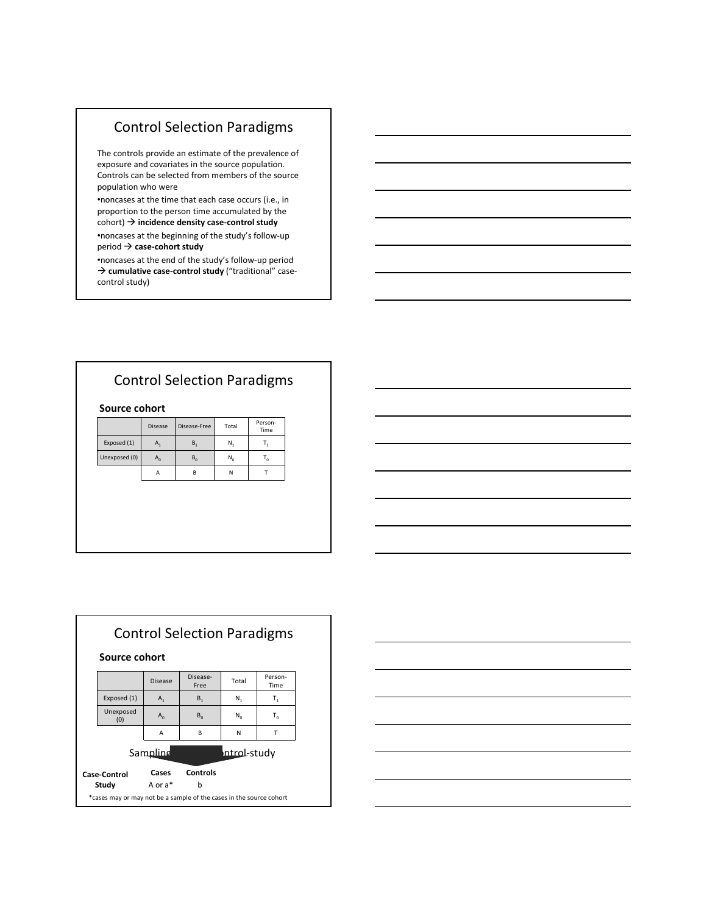## Control Selection Paradigms

The controls provide an estimate of the prevalence of exposure and covariates in the source population. Controls can be selected from members of the source population who were

- noncases at the time that each case occurs (i.e., in proportion to the person time accumulated by the cohort) → **incidence density case-control study**
- noncases at the beginning of the study's follow-up period → **case-cohort study**
- noncases at the end of the study's follow-up period → **cumulative case-control study** ("traditional" case-control study)

## Control Selection Paradigms

### Source cohort

| | Disease | Disease-Free | Total | Person-Time |
|---|---|---|---|---|
| Exposed (1) | $A_1$ | $B_1$ | $N_1$ | $T_1$ |
| Unexposed (0) | $A_0$ | $B_0$ | $N_0$ | $T_0$ |
| | A | B | N | T |

## Control Selection Paradigms

### Source cohort

| | Disease | Disease-Free | Total | Person-Time |
|---|---|---|---|---|
| Exposed (1) | $A_1$ | $B_1$ | $N_1$ | $T_1$ |
| Unexposed (0) | $A_0$ | $B_0$ | $N_0$ | $T_0$ |
| | A | B | N | T |

Sampling ... ntrol-study

| Case-Control Study | Cases | Controls |
|---|---|---|
| | A or a* | b |

*cases may or may not be a sample of the cases in the source cohort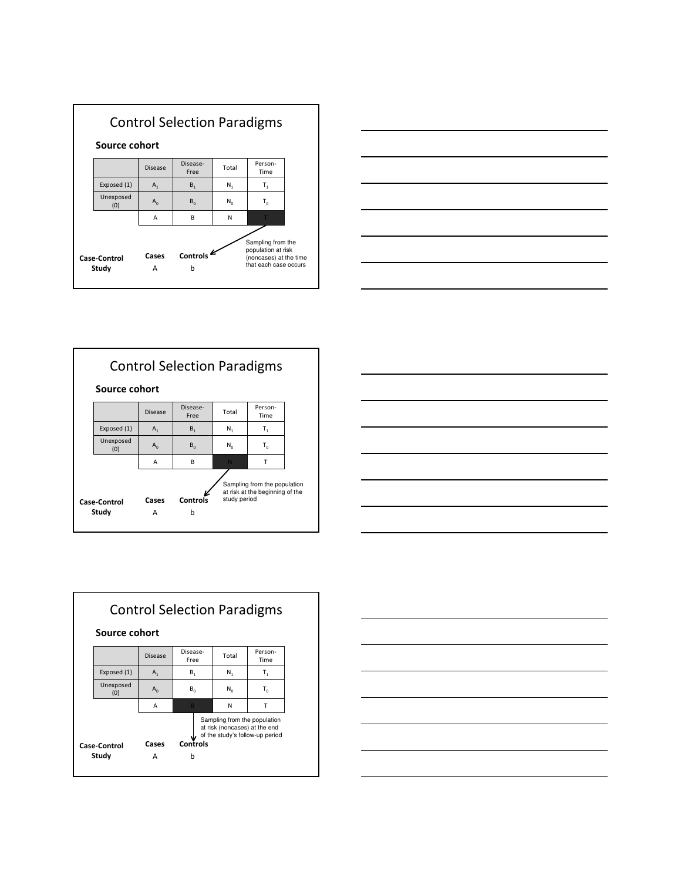## Control Selection Paradigms

### Source cohort

| | Disease | Disease-Free | Total | Person-Time |
|---|---|---|---|---|
| Exposed (1) | $A_1$ | $B_1$ | $N_1$ | $T_1$ |
| Unexposed (0) | $A_0$ | $B_0$ | $N_0$ | $T_0$ |
| | A | B | N | T |

Sampling from the population at risk (noncases) at the time that each case occurs

| Case-Control Study | Cases | Controls |
|---|---|---|
| | A | b |

## Control Selection Paradigms

### Source cohort

| | Disease | Disease-Free | Total | Person-Time |
|---|---|---|---|---|
| Exposed (1) | $A_1$ | $B_1$ | $N_1$ | $T_1$ |
| Unexposed (0) | $A_0$ | $B_0$ | $N_0$ | $T_0$ |
| | A | B | N | T |

Sampling from the population at risk at the beginning of the study period

| Case-Control Study | Cases | Controls |
|---|---|---|
| | A | b |

## Control Selection Paradigms

### Source cohort

| | Disease | Disease-Free | Total | Person-Time |
|---|---|---|---|---|
| Exposed (1) | $A_1$ | $B_1$ | $N_1$ | $T_1$ |
| Unexposed (0) | $A_0$ | $B_0$ | $N_0$ | $T_0$ |
| | A | B | N | T |

Sampling from the population at risk (noncases) at the end of the study's follow-up period

| Case-Control Study | Cases | Controls |
|---|---|---|
| | A | b |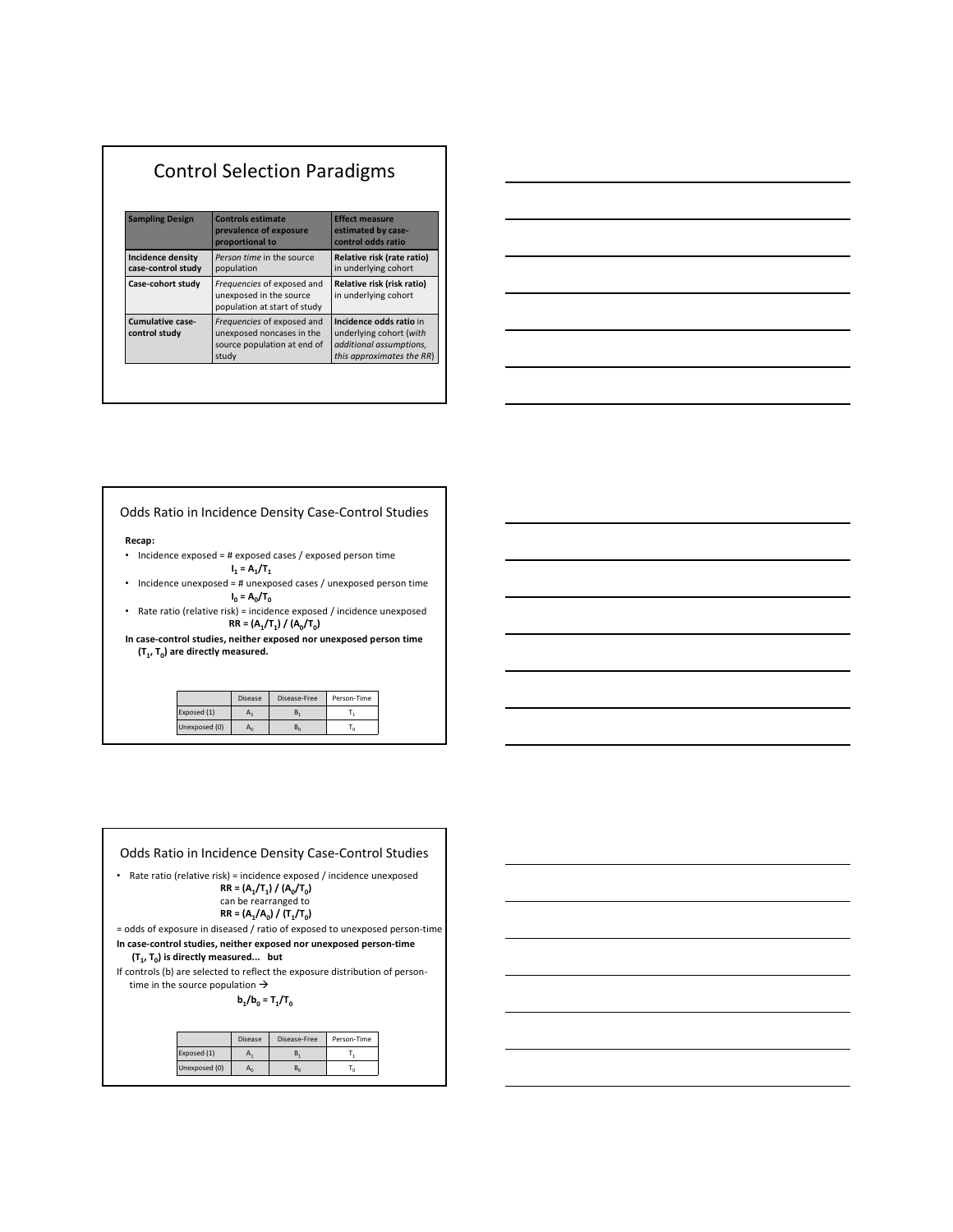## Control Selection Paradigms

| Sampling Design | Controls estimate prevalence of exposure proportional to | Effect measure estimated by case-control odds ratio |
|---|---|---|
| **Incidence density case-control study** | *Person time* in the source population | **Relative risk (rate ratio)** in underlying cohort |
| **Case-cohort study** | *Frequencies* of exposed and unexposed in the source population at start of study | **Relative risk (risk ratio)** in underlying cohort |
| **Cumulative case-control study** | *Frequencies* of exposed and unexposed noncases in the source population at end of study | **Incidence odds ratio** in underlying cohort (*with additional assumptions, this approximates the RR*) |

## Odds Ratio in Incidence Density Case-Control Studies

**Recap:**

- Incidence exposed = # exposed cases / exposed person time

  $$\mathbf{I_1 = A_1/T_1}$$

- Incidence unexposed = # unexposed cases / unexposed person time

  $$\mathbf{I_0 = A_0/T_0}$$

- Rate ratio (relative risk) = incidence exposed / incidence unexposed

  $$\mathbf{RR = (A_1/T_1) / (A_0/T_0)}$$

**In case-control studies, neither exposed nor unexposed person time ($T_1$, $T_0$) are directly measured.**

| | Disease | Disease-Free | Person-Time |
|---|---|---|---|
| Exposed (1) | $A_1$ | $B_1$ | $T_1$ |
| Unexposed (0) | $A_0$ | $B_0$ | $T_0$ |

## Odds Ratio in Incidence Density Case-Control Studies

- Rate ratio (relative risk) = incidence exposed / incidence unexposed

  $$\mathbf{RR = (A_1/T_1) / (A_0/T_0)}$$

  can be rearranged to

  $$\mathbf{RR = (A_1/A_0) / (T_1/T_0)}$$

= odds of exposure in diseased / ratio of exposed to unexposed person-time

**In case-control studies, neither exposed nor unexposed person-time ($T_1$, $T_0$) is directly measured... but**

If controls (b) are selected to reflect the exposure distribution of person-time in the source population →

$$\mathbf{b_1/b_0 = T_1/T_0}$$

| | Disease | Disease-Free | Person-Time |
|---|---|---|---|
| Exposed (1) | $A_1$ | $B_1$ | $T_1$ |
| Unexposed (0) | $A_0$ | $B_0$ | $T_0$ |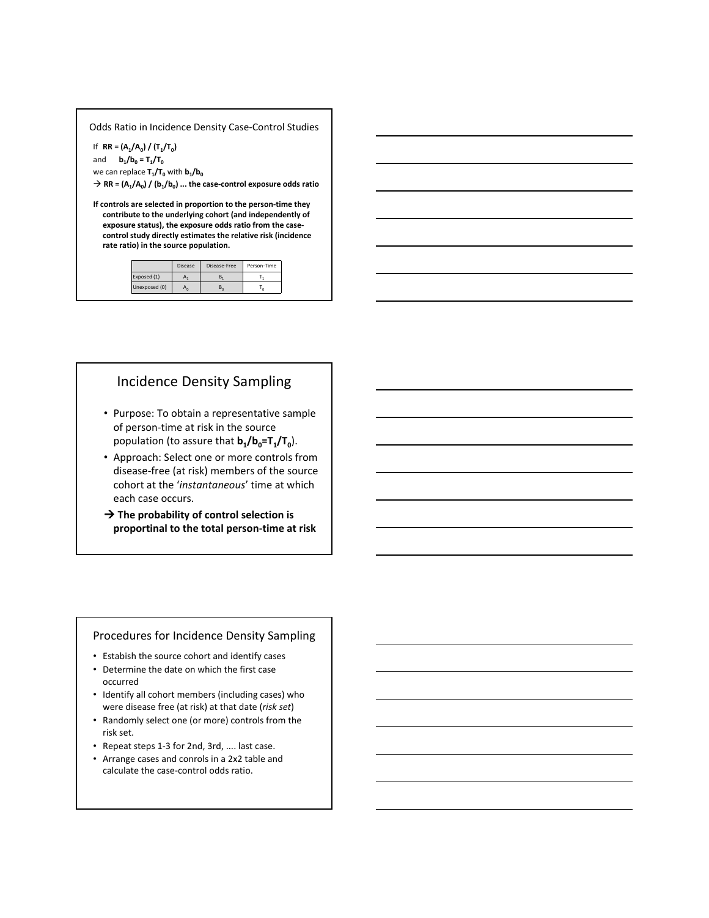## Odds Ratio in Incidence Density Case-Control Studies

If **$RR = (A_1/A_0) / (T_1/T_0)$**

and **$b_1/b_0 = T_1/T_0$**

we can replace **$T_1/T_0$** with **$b_1/b_0$**

→ **$RR = (A_1/A_0) / (b_1/b_0)$ ... the case-control exposure odds ratio**

**If controls are selected in proportion to the person-time they contribute to the underlying cohort (and independently of exposure status), the exposure odds ratio from the case-control study directly estimates the relative risk (incidence rate ratio) in the source population.**

| | Disease | Disease-Free | Person-Time |
|---|---|---|---|
| Exposed (1) | $A_1$ | $B_1$ | $T_1$ |
| Unexposed (0) | $A_0$ | $B_0$ | $T_0$ |

## Incidence Density Sampling

- Purpose: To obtain a representative sample of person-time at risk in the source population (to assure that **$b_1/b_0=T_1/T_0$**).
- Approach: Select one or more controls from disease-free (at risk) members of the source cohort at the '*instantaneous*' time at which each case occurs.

→ **The probability of control selection is proportinal to the total person-time at risk**

## Procedures for Incidence Density Sampling

- Estabish the source cohort and identify cases
- Determine the date on which the first case occurred
- Identify all cohort members (including cases) who were disease free (at risk) at that date (*risk set*)
- Randomly select one (or more) controls from the risk set.
- Repeat steps 1-3 for 2nd, 3rd, .... last case.
- Arrange cases and conrols in a 2x2 table and calculate the case-control odds ratio.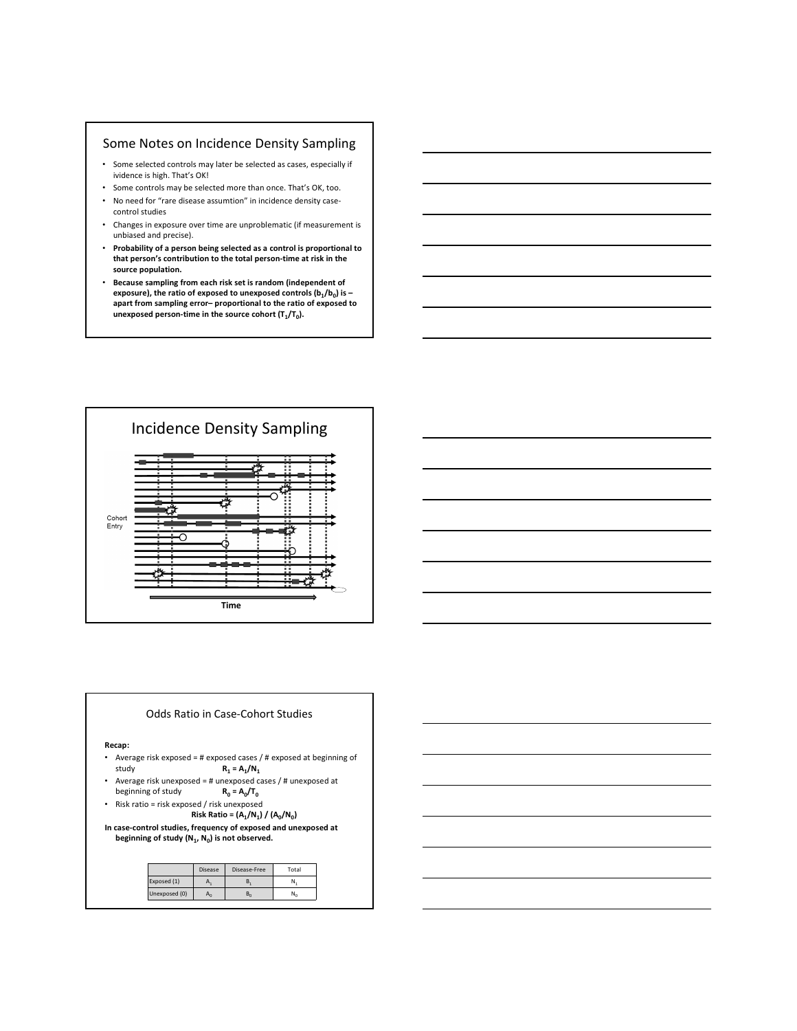## Some Notes on Incidence Density Sampling

- Some selected controls may later be selected as cases, especially if ividence is high. That's OK!
- Some controls may be selected more than once. That's OK, too.
- No need for "rare disease assumtion" in incidence density case-control studies
- Changes in exposure over time are unproblematic (if measurement is unbiased and precise).
- **Probability of a person being selected as a control is proportional to that person's contribution to the total person-time at risk in the source population.**
- **Because sampling from each risk set is random (independent of exposure), the ratio of exposed to unexposed controls ($b_1/b_0$) is – apart from sampling error– proportional to the ratio of exposed to unexposed person-time in the source cohort ($T_1/T_0$).**

## Incidence Density Sampling

Cohort Entry

Time

## Odds Ratio in Case-Cohort Studies

**Recap:**

- Average risk exposed = # exposed cases / # exposed at beginning of study **$R_1 = A_1/N_1$**
- Average risk unexposed = # unexposed cases / # unexposed at beginning of study **$R_0 = A_0/T_0$**
- Risk ratio = risk exposed / risk unexposed
  **Risk Ratio = $(A_1/N_1) / (A_0/N_0)$**

**In case-control studies, frequency of exposed and unexposed at beginning of study ($N_1$, $N_0$) is not observed.**

| | Disease | Disease-Free | Total |
|---|---|---|---|
| Exposed (1) | $A_1$ | $B_1$ | $N_1$ |
| Unexposed (0) | $A_0$ | $B_0$ | $N_0$ |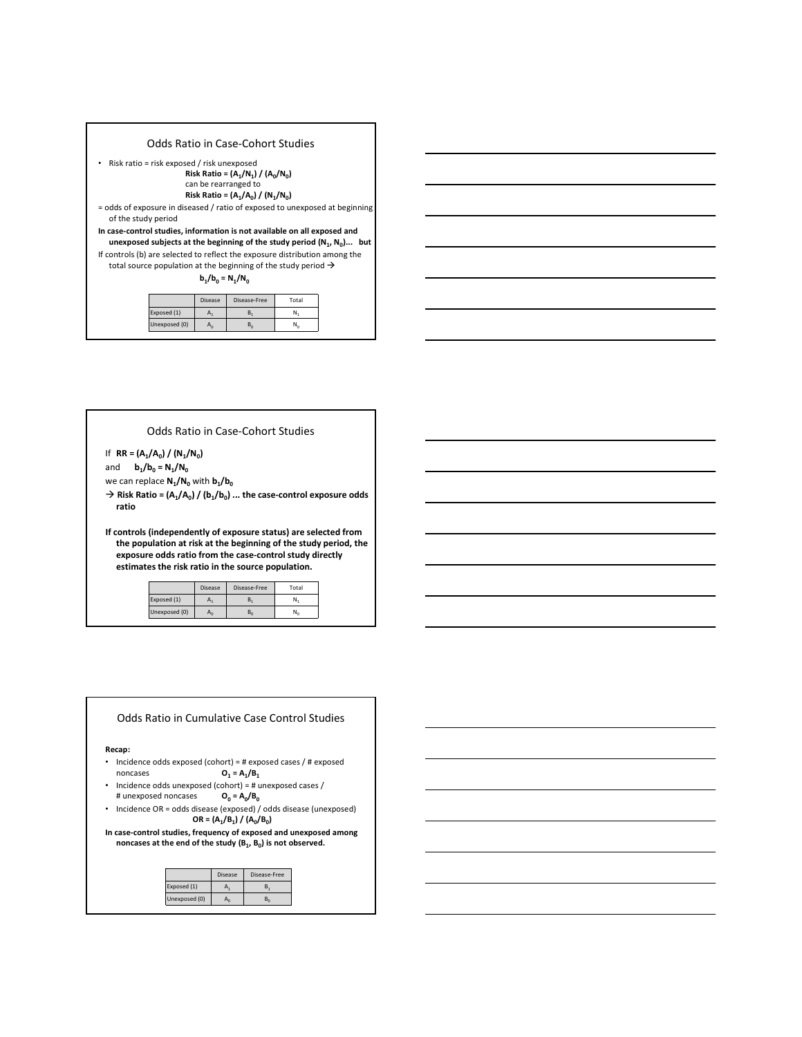## Odds Ratio in Case-Cohort Studies

- Risk ratio = risk exposed / risk unexposed

  **Risk Ratio = $(A_1/N_1) / (A_0/N_0)$**

  can be rearranged to

  **Risk Ratio = $(A_1/A_0) / (N_1/N_0)$**

= odds of exposure in diseased / ratio of exposed to unexposed at beginning of the study period

**In case-control studies, information is not available on all exposed and unexposed subjects at the beginning of the study period ($N_1$, $N_0$)... but**

If controls (b) are selected to reflect the exposure distribution among the total source population at the beginning of the study period →

**$b_1/b_0 = N_1/N_0$**

| | Disease | Disease-Free | Total |
|---|---|---|---|
| Exposed (1) | $A_1$ | $B_1$ | $N_1$ |
| Unexposed (0) | $A_0$ | $B_0$ | $N_0$ |

## Odds Ratio in Case-Cohort Studies

If **RR = $(A_1/A_0) / (N_1/N_0)$**

and **$b_1/b_0 = N_1/N_0$**

we can replace **$N_1/N_0$** with **$b_1/b_0$**

→ **Risk Ratio = $(A_1/A_0) / (b_1/b_0)$ ... the case-control exposure odds ratio**

**If controls (independently of exposure status) are selected from the population at risk at the beginning of the study period, the exposure odds ratio from the case-control study directly estimates the risk ratio in the source population.**

| | Disease | Disease-Free | Total |
|---|---|---|---|
| Exposed (1) | $A_1$ | $B_1$ | $N_1$ |
| Unexposed (0) | $A_0$ | $B_0$ | $N_0$ |

## Odds Ratio in Cumulative Case Control Studies

**Recap:**

- Incidence odds exposed (cohort) = # exposed cases / # exposed noncases **$O_1 = A_1/B_1$**
- Incidence odds unexposed (cohort) = # unexposed cases / # unexposed noncases **$O_0 = A_0/B_0$**
- Incidence OR = odds disease (exposed) / odds disease (unexposed) **OR = $(A_1/B_1) / (A_0/B_0)$**

**In case-control studies, frequency of exposed and unexposed among noncases at the end of the study ($B_1$, $B_0$) is not observed.**

| | Disease | Disease-Free |
|---|---|---|
| Exposed (1) | $A_1$ | $B_1$ |
| Unexposed (0) | $A_0$ | $B_0$ |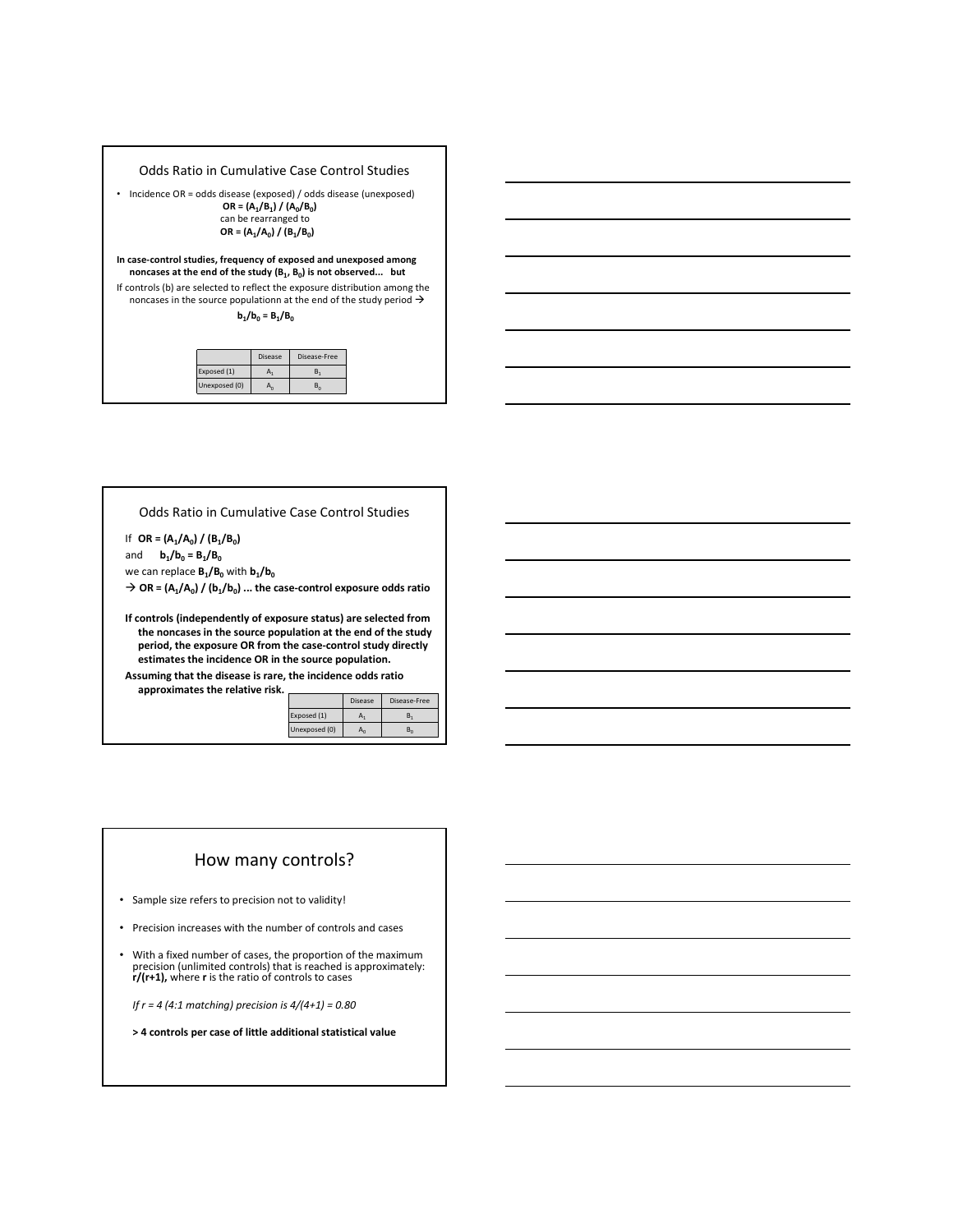## Odds Ratio in Cumulative Case Control Studies

- Incidence OR = odds disease (exposed) / odds disease (unexposed)

  **OR = $(A_1/B_1) / (A_0/B_0)$**

  can be rearranged to

  **OR = $(A_1/A_0) / (B_1/B_0)$**

**In case-control studies, frequency of exposed and unexposed among noncases at the end of the study ($B_1$, $B_0$) is not observed... but**

If controls (b) are selected to reflect the exposure distribution among the noncases in the source populationn at the end of the study period →

**$b_1/b_0 = B_1/B_0$**

| | Disease | Disease-Free |
|---|---|---|
| Exposed (1) | $A_1$ | $B_1$ |
| Unexposed (0) | $A_0$ | $B_0$ |

## Odds Ratio in Cumulative Case Control Studies

If **OR = $(A_1/A_0) / (B_1/B_0)$**

and **$b_1/b_0 = B_1/B_0$**

we can replace **$B_1/B_0$** with **$b_1/b_0$**

→ **OR = $(A_1/A_0) / (b_1/b_0)$ ... the case-control exposure odds ratio**

**If controls (independently of exposure status) are selected from the noncases in the source population at the end of the study period, the exposure OR from the case-control study directly estimates the incidence OR in the source population.**

**Assuming that the disease is rare, the incidence odds ratio approximates the relative risk.**

| | Disease | Disease-Free |
|---|---|---|
| Exposed (1) | $A_1$ | $B_1$ |
| Unexposed (0) | $A_0$ | $B_0$ |

## How many controls?

- Sample size refers to precision not to validity!
- Precision increases with the number of controls and cases
- With a fixed number of cases, the proportion of the maximum precision (unlimited controls) that is reached is approximately: **$r/(r+1)$,** where **r** is the ratio of controls to cases

  *If r = 4 (4:1 matching) precision is 4/(4+1) = 0.80*

  **> 4 controls per case of little additional statistical value**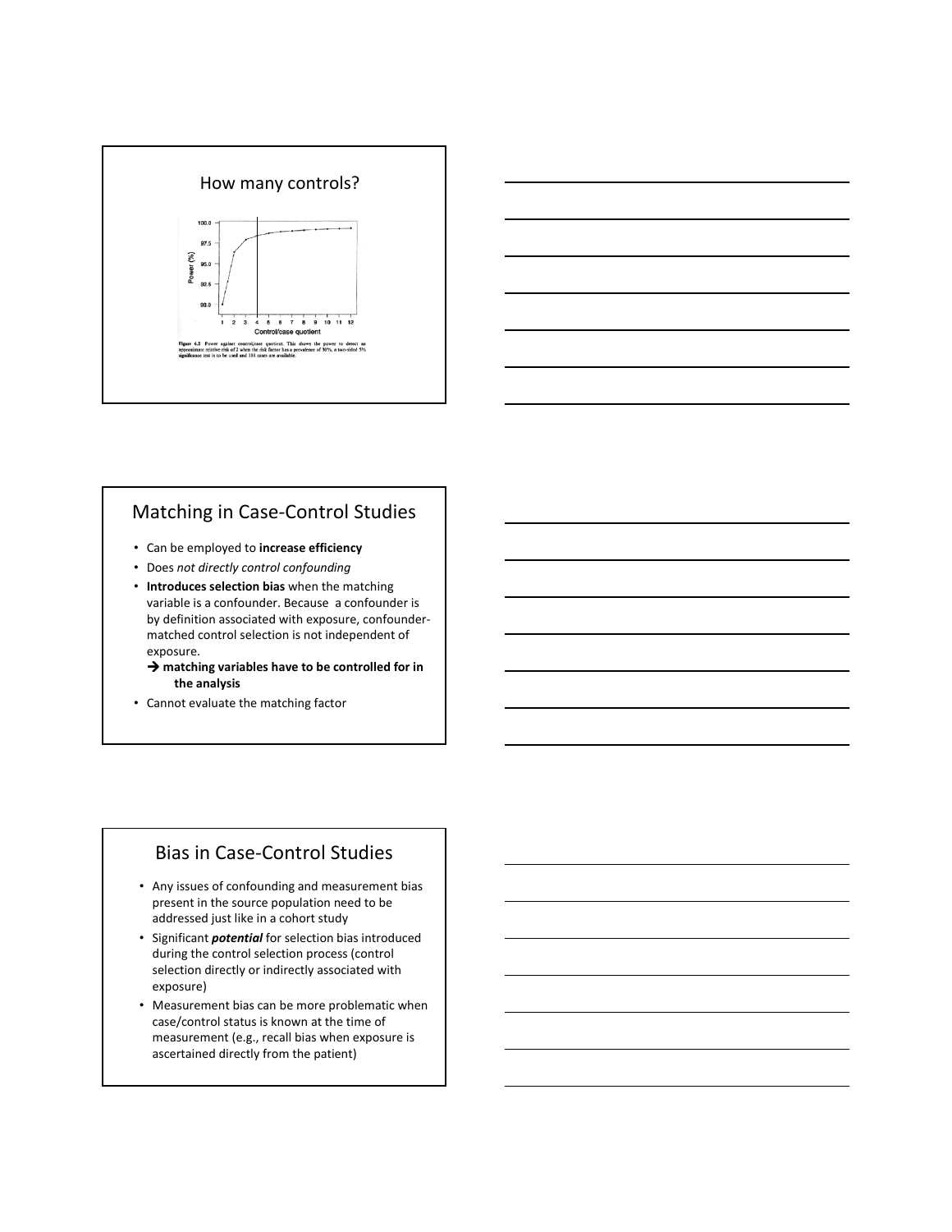## How many controls?

Figure 6.2 Power against control/case quotient. This shows the power to detect an approximate relative risk of 2 when the risk factor has a prevalence of 30%, a two-sided 5% significance test is to be used and 188 cases are available.

## Matching in Case-Control Studies

- Can be employed to **increase efficiency**
- Does *not directly control confounding*
- **Introduces selection bias** when the matching variable is a confounder. Because a confounder is by definition associated with exposure, confounder-matched control selection is not independent of exposure.
  - → **matching variables have to be controlled for in the analysis**
- Cannot evaluate the matching factor

## Bias in Case-Control Studies

- Any issues of confounding and measurement bias present in the source population need to be addressed just like in a cohort study
- Significant ***potential*** for selection bias introduced during the control selection process (control selection directly or indirectly associated with exposure)
- Measurement bias can be more problematic when case/control status is known at the time of measurement (e.g., recall bias when exposure is ascertained directly from the patient)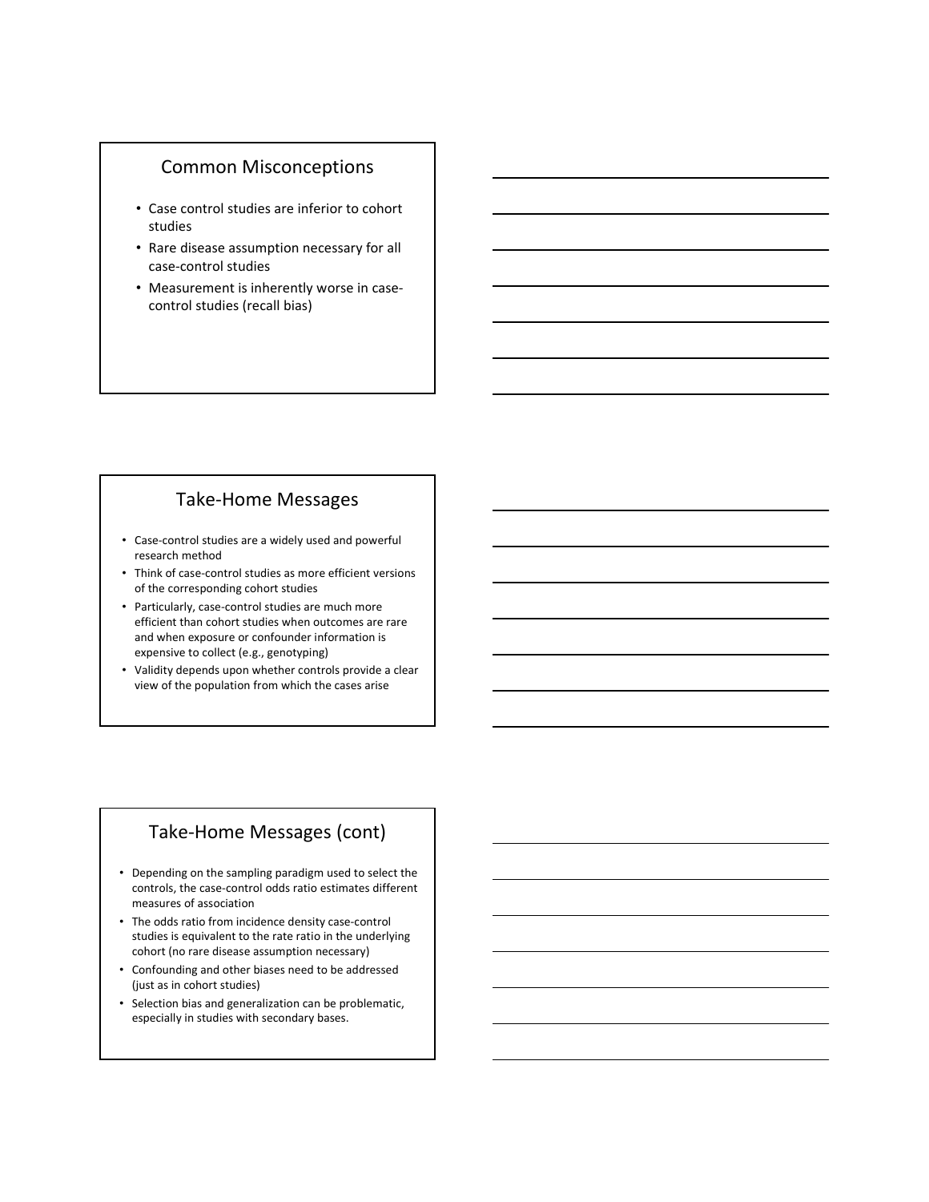## Common Misconceptions

- Case control studies are inferior to cohort studies
- Rare disease assumption necessary for all case-control studies
- Measurement is inherently worse in case-control studies (recall bias)

## Take-Home Messages

- Case-control studies are a widely used and powerful research method
- Think of case-control studies as more efficient versions of the corresponding cohort studies
- Particularly, case-control studies are much more efficient than cohort studies when outcomes are rare and when exposure or confounder information is expensive to collect (e.g., genotyping)
- Validity depends upon whether controls provide a clear view of the population from which the cases arise

## Take-Home Messages (cont)

- Depending on the sampling paradigm used to select the controls, the case-control odds ratio estimates different measures of association
- The odds ratio from incidence density case-control studies is equivalent to the rate ratio in the underlying cohort (no rare disease assumption necessary)
- Confounding and other biases need to be addressed (just as in cohort studies)
- Selection bias and generalization can be problematic, especially in studies with secondary bases.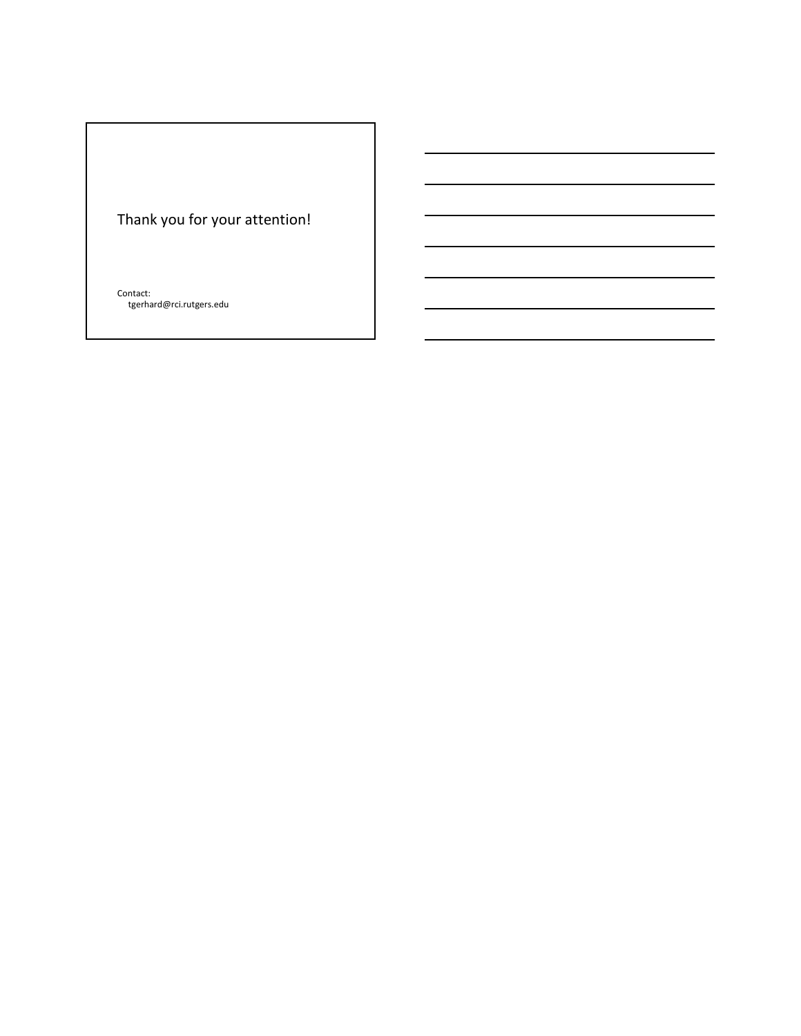Thank you for your attention!

Contact:
tgerhard@rci.rutgers.edu